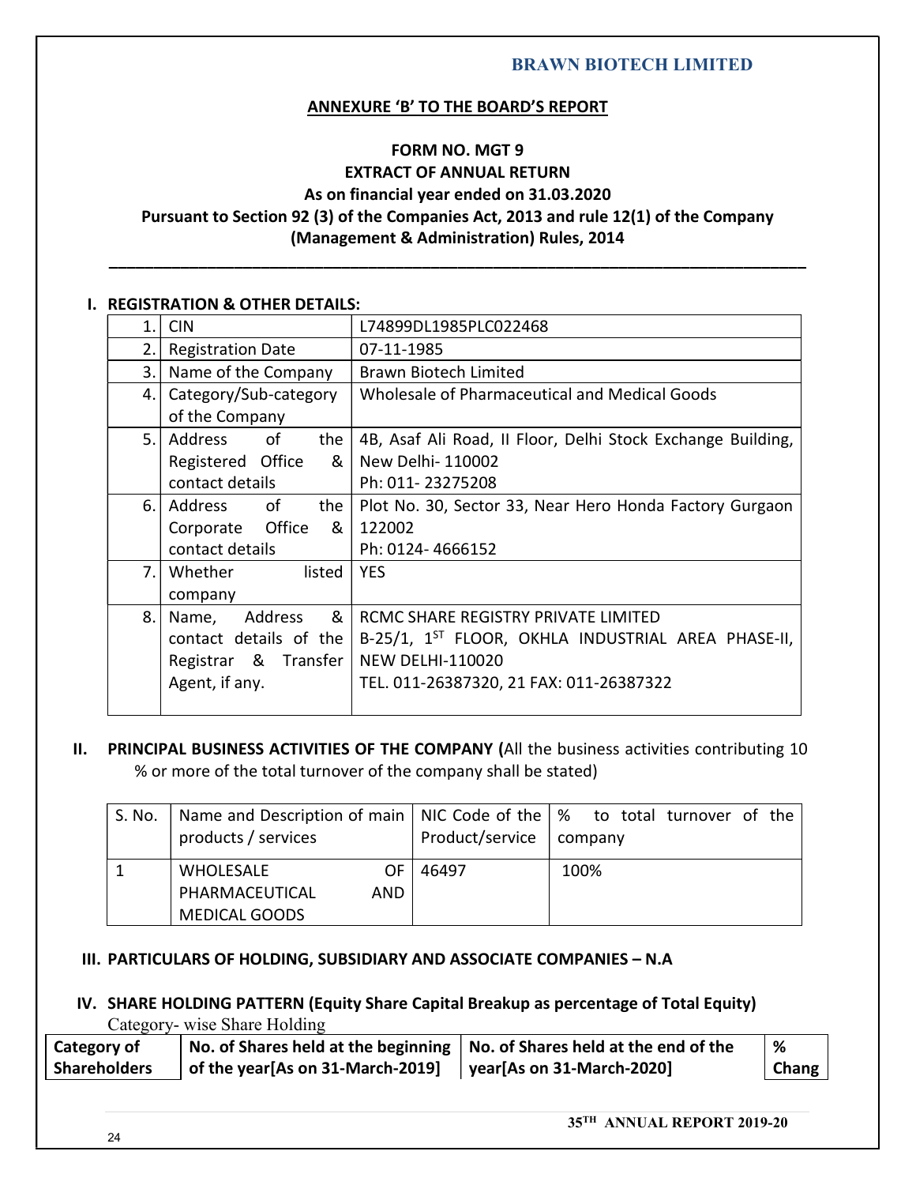## ANNEXURE 'B' TO THE BOARD'S REPORT

### FORM NO. MGT 9
### EXTRACT OF ANNUAL RETURN
### As on financial year ended on 31.03.2020
### Pursuant to Section 92 (3) of the Companies Act, 2013 and rule 12(1) of the Company (Management & Administration) Rules, 2014

---

### I. REGISTRATION & OTHER DETAILS:

| | | |
|---|---|---|
| 1. | CIN | L74899DL1985PLC022468 |
| 2. | Registration Date | 07-11-1985 |
| 3. | Name of the Company | Brawn Biotech Limited |
| 4. | Category/Sub-category of the Company | Wholesale of Pharmaceutical and Medical Goods |
| 5. | Address of the Registered Office & contact details | 4B, Asaf Ali Road, II Floor, Delhi Stock Exchange Building, New Delhi- 110002<br>Ph: 011- 23275208 |
| 6. | Address of the Corporate Office & contact details | Plot No. 30, Sector 33, Near Hero Honda Factory Gurgaon 122002<br>Ph: 0124- 4666152 |
| 7. | Whether listed company | YES |
| 8. | Name, Address & contact details of the Registrar & Transfer Agent, if any. | RCMC SHARE REGISTRY PRIVATE LIMITED<br>B-25/1, 1ST FLOOR, OKHLA INDUSTRIAL AREA PHASE-II, NEW DELHI-110020<br>TEL. 011-26387320, 21 FAX: 011-26387322 |

### II. PRINCIPAL BUSINESS ACTIVITIES OF THE COMPANY (All the business activities contributing 10 % or more of the total turnover of the company shall be stated)

| S. No. | Name and Description of main products / services | NIC Code of the Product/service | % to total turnover of the company |
|---|---|---|---|
| 1 | WHOLESALE OF PHARMACEUTICAL AND MEDICAL GOODS | 46497 | 100% |

### III. PARTICULARS OF HOLDING, SUBSIDIARY AND ASSOCIATE COMPANIES – N.A

### IV. SHARE HOLDING PATTERN (Equity Share Capital Breakup as percentage of Total Equity)

Category- wise Share Holding

| Category of Shareholders | No. of Shares held at the beginning of the year[As on 31-March-2019] | No. of Shares held at the end of the year[As on 31-March-2020] | % Chang |
|---|---|---|---|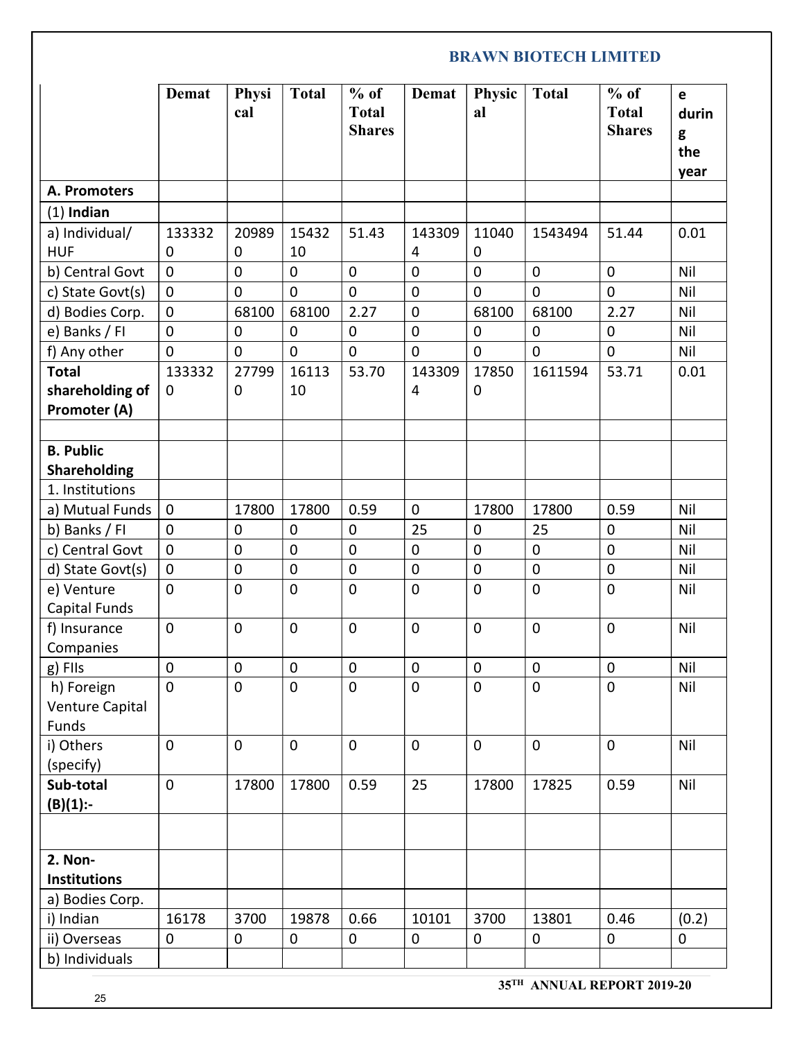| | Demat | Physical | Total | % of Total Shares | Demat | Physical | Total | % of Total Shares | e during the year |
|---|---|---|---|---|---|---|---|---|---|
| **A. Promoters** | | | | | | | | | |
| (1) **Indian** | | | | | | | | | |
| a) Individual/ HUF | 1333320 | 209890 | 1543210 | 51.43 | 1433094 | 110400 | 1543494 | 51.44 | 0.01 |
| b) Central Govt | 0 | 0 | 0 | 0 | 0 | 0 | 0 | 0 | Nil |
| c) State Govt(s) | 0 | 0 | 0 | 0 | 0 | 0 | 0 | 0 | Nil |
| d) Bodies Corp. | 0 | 68100 | 68100 | 2.27 | 0 | 68100 | 68100 | 2.27 | Nil |
| e) Banks / FI | 0 | 0 | 0 | 0 | 0 | 0 | 0 | 0 | Nil |
| f) Any other | 0 | 0 | 0 | 0 | 0 | 0 | 0 | 0 | Nil |
| **Total shareholding of Promoter (A)** | 1333320 | 277990 | 1611310 | 53.70 | 1433094 | 178500 | 1611594 | 53.71 | 0.01 |
| | | | | | | | | | |
| **B. Public Shareholding** | | | | | | | | | |
| 1. Institutions | | | | | | | | | |
| a) Mutual Funds | 0 | 17800 | 17800 | 0.59 | 0 | 17800 | 17800 | 0.59 | Nil |
| b) Banks / FI | 0 | 0 | 0 | 0 | 25 | 0 | 25 | 0 | Nil |
| c) Central Govt | 0 | 0 | 0 | 0 | 0 | 0 | 0 | 0 | Nil |
| d) State Govt(s) | 0 | 0 | 0 | 0 | 0 | 0 | 0 | 0 | Nil |
| e) Venture Capital Funds | 0 | 0 | 0 | 0 | 0 | 0 | 0 | 0 | Nil |
| f) Insurance Companies | 0 | 0 | 0 | 0 | 0 | 0 | 0 | 0 | Nil |
| g) FIIs | 0 | 0 | 0 | 0 | 0 | 0 | 0 | 0 | Nil |
| h) Foreign Venture Capital Funds | 0 | 0 | 0 | 0 | 0 | 0 | 0 | 0 | Nil |
| i) Others (specify) | 0 | 0 | 0 | 0 | 0 | 0 | 0 | 0 | Nil |
| **Sub-total (B)(1):-** | 0 | 17800 | 17800 | 0.59 | 25 | 17800 | 17825 | 0.59 | Nil |
| | | | | | | | | | |
| **2. Non-Institutions** | | | | | | | | | |
| a) Bodies Corp. | | | | | | | | | |
| i) Indian | 16178 | 3700 | 19878 | 0.66 | 10101 | 3700 | 13801 | 0.46 | (0.2) |
| ii) Overseas | 0 | 0 | 0 | 0 | 0 | 0 | 0 | 0 | 0 |
| b) Individuals | | | | | | | | | |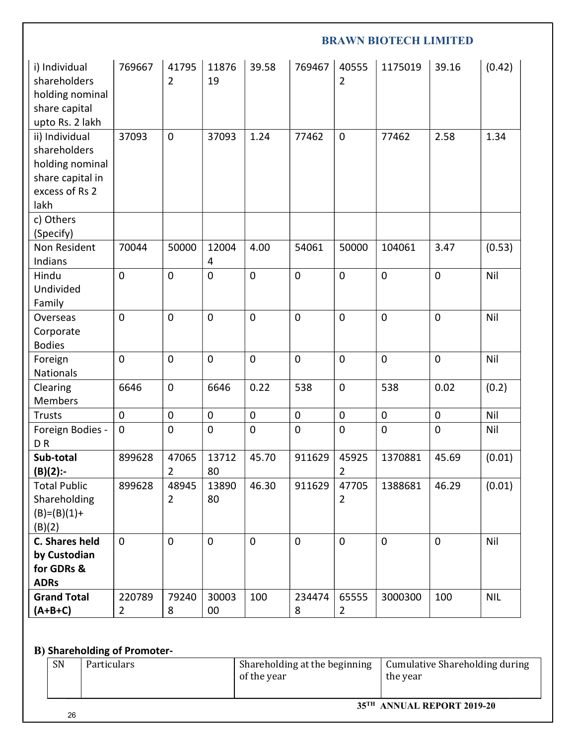| i) Individual shareholders holding nominal share capital upto Rs. 2 lakh | 769667 | 417952 | 1187619 | 39.58 | 769467 | 405552 | 1175019 | 39.16 | (0.42) |
|---|---|---|---|---|---|---|---|---|---|
| ii) Individual shareholders holding nominal share capital in excess of Rs 2 lakh | 37093 | 0 | 37093 | 1.24 | 77462 | 0 | 77462 | 2.58 | 1.34 |
| c) Others (Specify) | | | | | | | | | |
| Non Resident Indians | 70044 | 50000 | 120044 | 4.00 | 54061 | 50000 | 104061 | 3.47 | (0.53) |
| Hindu Undivided Family | 0 | 0 | 0 | 0 | 0 | 0 | 0 | 0 | Nil |
| Overseas Corporate Bodies | 0 | 0 | 0 | 0 | 0 | 0 | 0 | 0 | Nil |
| Foreign Nationals | 0 | 0 | 0 | 0 | 0 | 0 | 0 | 0 | Nil |
| Clearing Members | 6646 | 0 | 6646 | 0.22 | 538 | 0 | 538 | 0.02 | (0.2) |
| Trusts | 0 | 0 | 0 | 0 | 0 | 0 | 0 | 0 | Nil |
| Foreign Bodies - D R | 0 | 0 | 0 | 0 | 0 | 0 | 0 | 0 | Nil |
| **Sub-total (B)(2):-** | 899628 | 470652 | 1371280 | 45.70 | 911629 | 459252 | 1370881 | 45.69 | (0.01) |
| Total Public Shareholding (B)=(B)(1)+ (B)(2) | 899628 | 489452 | 1389080 | 46.30 | 911629 | 477052 | 1388681 | 46.29 | (0.01) |
| **C. Shares held by Custodian for GDRs & ADRs** | 0 | 0 | 0 | 0 | 0 | 0 | 0 | 0 | Nil |
| **Grand Total (A+B+C)** | 2207892 | 792408 | 3000300 | 100 | 2344748 | 655552 | 3000300 | 100 | NIL |

**B) Shareholding of Promoter-**

| SN | Particulars | Shareholding at the beginning of the year | Cumulative Shareholding during the year |
|---|---|---|---|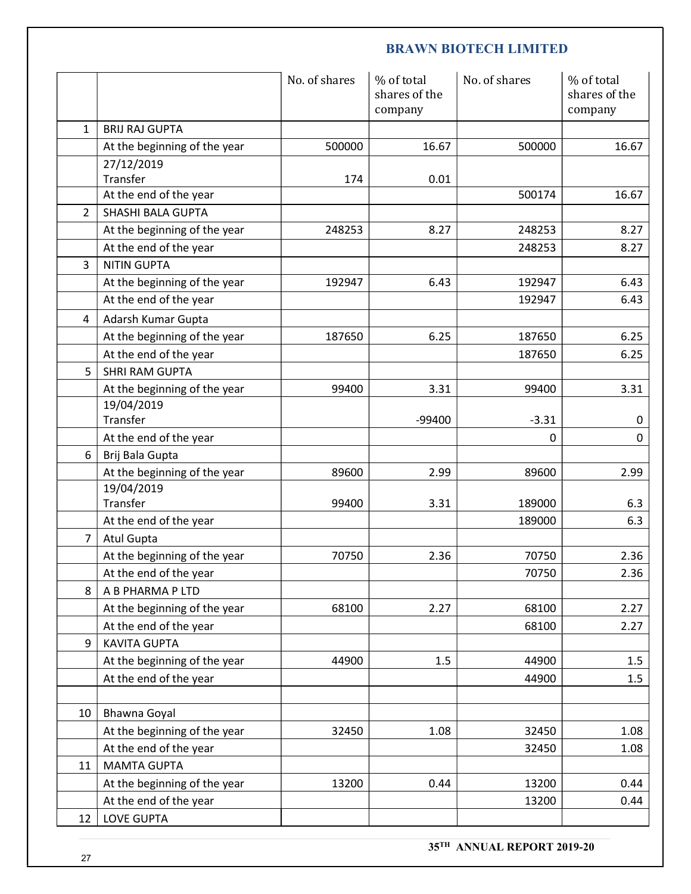|  |  | No. of shares | % of total shares of the company | No. of shares | % of total shares of the company |
|---|---|---|---|---|---|
| 1 | BRIJ RAJ GUPTA |  |  |  |  |
|  | At the beginning of the year | 500000 | 16.67 | 500000 | 16.67 |
|  | 27/12/2019 Transfer | 174 | 0.01 |  |  |
|  | At the end of the year |  |  | 500174 | 16.67 |
| 2 | SHASHI BALA GUPTA |  |  |  |  |
|  | At the beginning of the year | 248253 | 8.27 | 248253 | 8.27 |
|  | At the end of the year |  |  | 248253 | 8.27 |
| 3 | NITIN GUPTA |  |  |  |  |
|  | At the beginning of the year | 192947 | 6.43 | 192947 | 6.43 |
|  | At the end of the year |  |  | 192947 | 6.43 |
| 4 | Adarsh Kumar Gupta |  |  |  |  |
|  | At the beginning of the year | 187650 | 6.25 | 187650 | 6.25 |
|  | At the end of the year |  |  | 187650 | 6.25 |
| 5 | SHRI RAM GUPTA |  |  |  |  |
|  | At the beginning of the year | 99400 | 3.31 | 99400 | 3.31 |
|  | 19/04/2019 Transfer |  | -99400 | -3.31 | 0 |
|  | At the end of the year |  |  | 0 | 0 |
| 6 | Brij Bala Gupta |  |  |  |  |
|  | At the beginning of the year | 89600 | 2.99 | 89600 | 2.99 |
|  | 19/04/2019 Transfer | 99400 | 3.31 | 189000 | 6.3 |
|  | At the end of the year |  |  | 189000 | 6.3 |
| 7 | Atul Gupta |  |  |  |  |
|  | At the beginning of the year | 70750 | 2.36 | 70750 | 2.36 |
|  | At the end of the year |  |  | 70750 | 2.36 |
| 8 | A B PHARMA P LTD |  |  |  |  |
|  | At the beginning of the year | 68100 | 2.27 | 68100 | 2.27 |
|  | At the end of the year |  |  | 68100 | 2.27 |
| 9 | KAVITA GUPTA |  |  |  |  |
|  | At the beginning of the year | 44900 | 1.5 | 44900 | 1.5 |
|  | At the end of the year |  |  | 44900 | 1.5 |
|  |  |  |  |  |  |
| 10 | Bhawna Goyal |  |  |  |  |
|  | At the beginning of the year | 32450 | 1.08 | 32450 | 1.08 |
|  | At the end of the year |  |  | 32450 | 1.08 |
| 11 | MAMTA GUPTA |  |  |  |  |
|  | At the beginning of the year | 13200 | 0.44 | 13200 | 0.44 |
|  | At the end of the year |  |  | 13200 | 0.44 |
| 12 | LOVE GUPTA |  |  |  |  |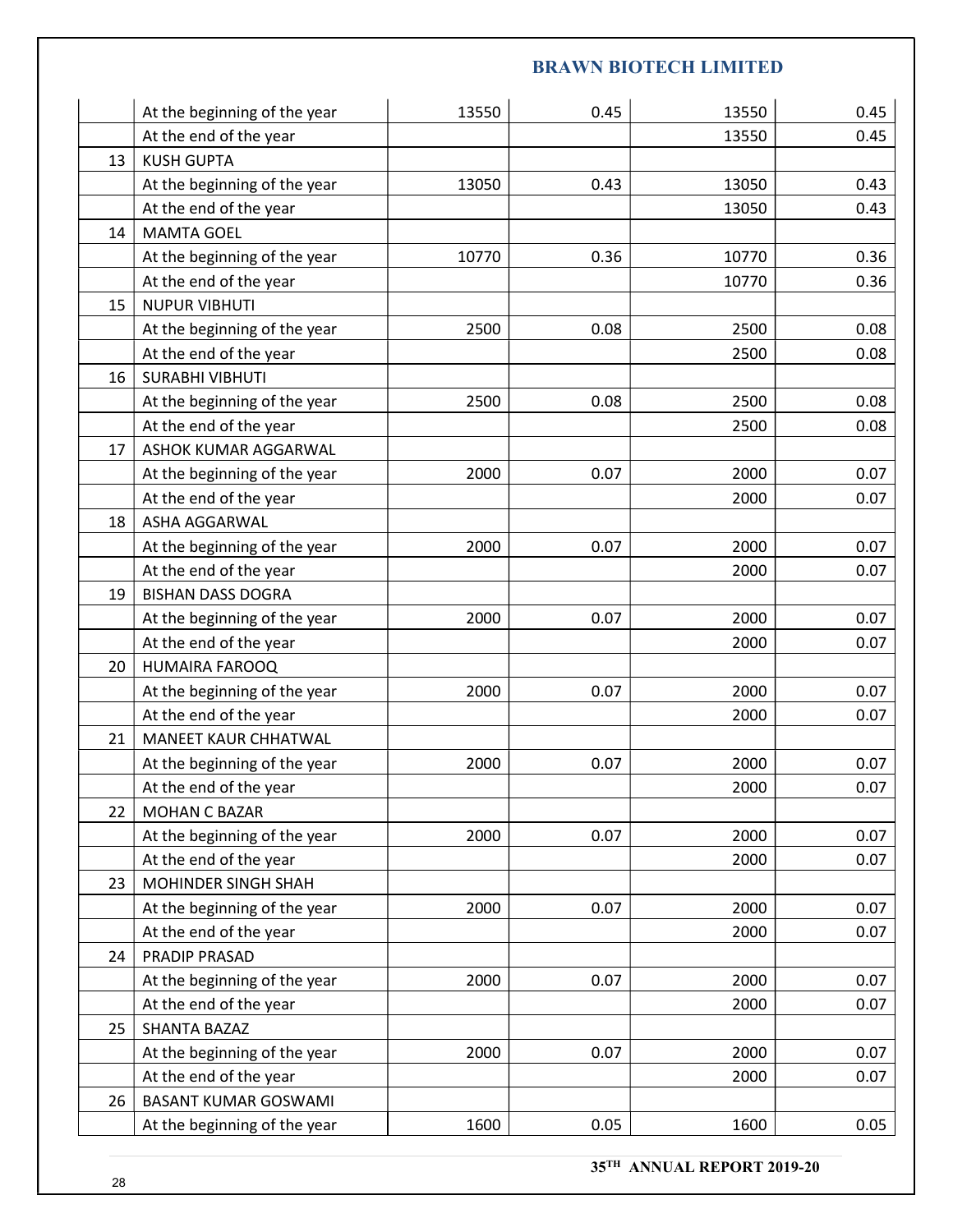| | | | | | |
|---|---|---|---|---|---|
| | At the beginning of the year | 13550 | 0.45 | 13550 | 0.45 |
| | At the end of the year | | | 13550 | 0.45 |
| 13 | KUSH GUPTA | | | | |
| | At the beginning of the year | 13050 | 0.43 | 13050 | 0.43 |
| | At the end of the year | | | 13050 | 0.43 |
| 14 | MAMTA GOEL | | | | |
| | At the beginning of the year | 10770 | 0.36 | 10770 | 0.36 |
| | At the end of the year | | | 10770 | 0.36 |
| 15 | NUPUR VIBHUTI | | | | |
| | At the beginning of the year | 2500 | 0.08 | 2500 | 0.08 |
| | At the end of the year | | | 2500 | 0.08 |
| 16 | SURABHI VIBHUTI | | | | |
| | At the beginning of the year | 2500 | 0.08 | 2500 | 0.08 |
| | At the end of the year | | | 2500 | 0.08 |
| 17 | ASHOK KUMAR AGGARWAL | | | | |
| | At the beginning of the year | 2000 | 0.07 | 2000 | 0.07 |
| | At the end of the year | | | 2000 | 0.07 |
| 18 | ASHA AGGARWAL | | | | |
| | At the beginning of the year | 2000 | 0.07 | 2000 | 0.07 |
| | At the end of the year | | | 2000 | 0.07 |
| 19 | BISHAN DASS DOGRA | | | | |
| | At the beginning of the year | 2000 | 0.07 | 2000 | 0.07 |
| | At the end of the year | | | 2000 | 0.07 |
| 20 | HUMAIRA FAROOQ | | | | |
| | At the beginning of the year | 2000 | 0.07 | 2000 | 0.07 |
| | At the end of the year | | | 2000 | 0.07 |
| 21 | MANEET KAUR CHHATWAL | | | | |
| | At the beginning of the year | 2000 | 0.07 | 2000 | 0.07 |
| | At the end of the year | | | 2000 | 0.07 |
| 22 | MOHAN C BAZAR | | | | |
| | At the beginning of the year | 2000 | 0.07 | 2000 | 0.07 |
| | At the end of the year | | | 2000 | 0.07 |
| 23 | MOHINDER SINGH SHAH | | | | |
| | At the beginning of the year | 2000 | 0.07 | 2000 | 0.07 |
| | At the end of the year | | | 2000 | 0.07 |
| 24 | PRADIP PRASAD | | | | |
| | At the beginning of the year | 2000 | 0.07 | 2000 | 0.07 |
| | At the end of the year | | | 2000 | 0.07 |
| 25 | SHANTA BAZAZ | | | | |
| | At the beginning of the year | 2000 | 0.07 | 2000 | 0.07 |
| | At the end of the year | | | 2000 | 0.07 |
| 26 | BASANT KUMAR GOSWAMI | | | | |
| | At the beginning of the year | 1600 | 0.05 | 1600 | 0.05 |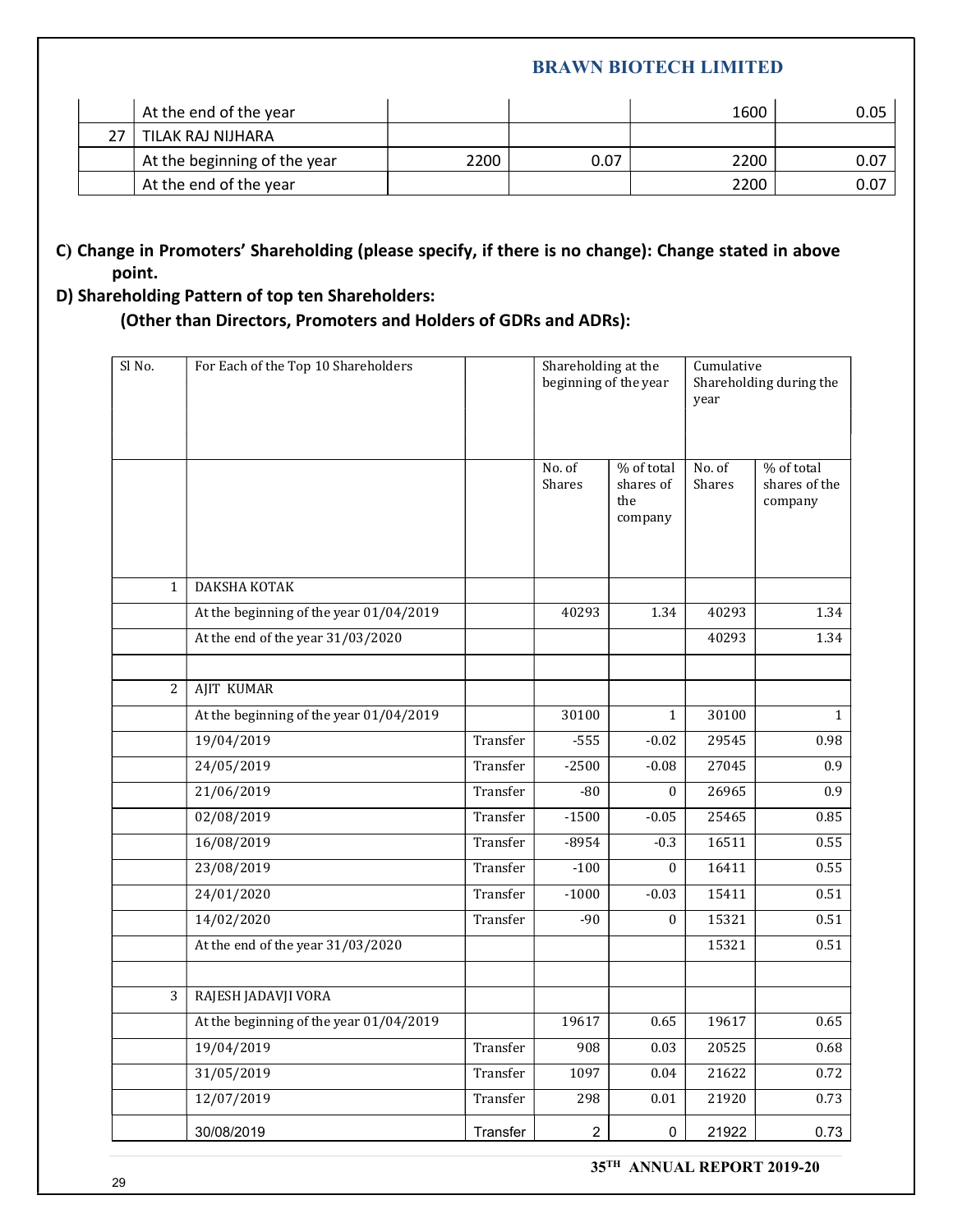|  | At the end of the year |  |  | 1600 | 0.05 |
|---|---|---|---|---|---|
| 27 | TILAK RAJ NIJHARA |  |  |  |  |
|  | At the beginning of the year | 2200 | 0.07 | 2200 | 0.07 |
|  | At the end of the year |  |  | 2200 | 0.07 |

**C) Change in Promoters' Shareholding (please specify, if there is no change): Change stated in above point.**

**D) Shareholding Pattern of top ten Shareholders:**

**(Other than Directors, Promoters and Holders of GDRs and ADRs):**

| Sl No. | For Each of the Top 10 Shareholders |  | Shareholding at the beginning of the year |  | Cumulative Shareholding during the year |  |
|---|---|---|---|---|---|---|
|  |  |  | No. of Shares | % of total shares of the company | No. of Shares | % of total shares of the company |
| 1 | DAKSHA KOTAK |  |  |  |  |  |
|  | At the beginning of the year 01/04/2019 |  | 40293 | 1.34 | 40293 | 1.34 |
|  | At the end of the year 31/03/2020 |  |  |  | 40293 | 1.34 |
|  |  |  |  |  |  |  |
| 2 | AJIT KUMAR |  |  |  |  |  |
|  | At the beginning of the year 01/04/2019 |  | 30100 | 1 | 30100 | 1 |
|  | 19/04/2019 | Transfer | -555 | -0.02 | 29545 | 0.98 |
|  | 24/05/2019 | Transfer | -2500 | -0.08 | 27045 | 0.9 |
|  | 21/06/2019 | Transfer | -80 | 0 | 26965 | 0.9 |
|  | 02/08/2019 | Transfer | -1500 | -0.05 | 25465 | 0.85 |
|  | 16/08/2019 | Transfer | -8954 | -0.3 | 16511 | 0.55 |
|  | 23/08/2019 | Transfer | -100 | 0 | 16411 | 0.55 |
|  | 24/01/2020 | Transfer | -1000 | -0.03 | 15411 | 0.51 |
|  | 14/02/2020 | Transfer | -90 | 0 | 15321 | 0.51 |
|  | At the end of the year 31/03/2020 |  |  |  | 15321 | 0.51 |
|  |  |  |  |  |  |  |
| 3 | RAJESH JADAVJI VORA |  |  |  |  |  |
|  | At the beginning of the year 01/04/2019 |  | 19617 | 0.65 | 19617 | 0.65 |
|  | 19/04/2019 | Transfer | 908 | 0.03 | 20525 | 0.68 |
|  | 31/05/2019 | Transfer | 1097 | 0.04 | 21622 | 0.72 |
|  | 12/07/2019 | Transfer | 298 | 0.01 | 21920 | 0.73 |
|  | 30/08/2019 | Transfer | 2 | 0 | 21922 | 0.73 |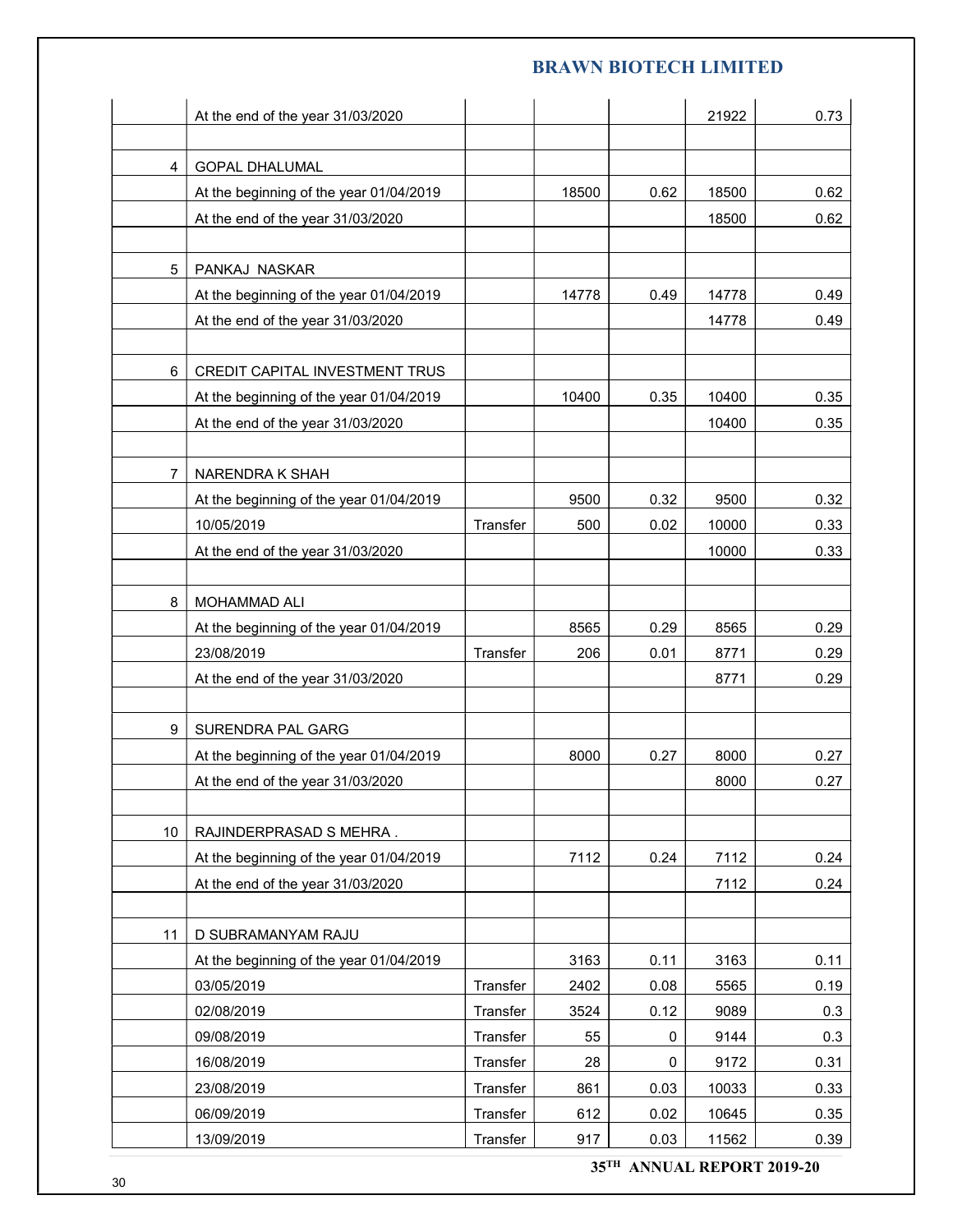| | | | | | | |
|---|---|---|---|---|---|---|
| | At the end of the year 31/03/2020 | | | | 21922 | 0.73 |
| | | | | | | |
| 4 | GOPAL DHALUMAL | | | | | |
| | At the beginning of the year 01/04/2019 | | 18500 | 0.62 | 18500 | 0.62 |
| | At the end of the year 31/03/2020 | | | | 18500 | 0.62 |
| | | | | | | |
| 5 | PANKAJ NASKAR | | | | | |
| | At the beginning of the year 01/04/2019 | | 14778 | 0.49 | 14778 | 0.49 |
| | At the end of the year 31/03/2020 | | | | 14778 | 0.49 |
| | | | | | | |
| 6 | CREDIT CAPITAL INVESTMENT TRUS | | | | | |
| | At the beginning of the year 01/04/2019 | | 10400 | 0.35 | 10400 | 0.35 |
| | At the end of the year 31/03/2020 | | | | 10400 | 0.35 |
| | | | | | | |
| 7 | NARENDRA K SHAH | | | | | |
| | At the beginning of the year 01/04/2019 | | 9500 | 0.32 | 9500 | 0.32 |
| | 10/05/2019 | Transfer | 500 | 0.02 | 10000 | 0.33 |
| | At the end of the year 31/03/2020 | | | | 10000 | 0.33 |
| | | | | | | |
| 8 | MOHAMMAD ALI | | | | | |
| | At the beginning of the year 01/04/2019 | | 8565 | 0.29 | 8565 | 0.29 |
| | 23/08/2019 | Transfer | 206 | 0.01 | 8771 | 0.29 |
| | At the end of the year 31/03/2020 | | | | 8771 | 0.29 |
| | | | | | | |
| 9 | SURENDRA PAL GARG | | | | | |
| | At the beginning of the year 01/04/2019 | | 8000 | 0.27 | 8000 | 0.27 |
| | At the end of the year 31/03/2020 | | | | 8000 | 0.27 |
| | | | | | | |
| 10 | RAJINDERPRASAD S MEHRA . | | | | | |
| | At the beginning of the year 01/04/2019 | | 7112 | 0.24 | 7112 | 0.24 |
| | At the end of the year 31/03/2020 | | | | 7112 | 0.24 |
| | | | | | | |
| 11 | D SUBRAMANYAM RAJU | | | | | |
| | At the beginning of the year 01/04/2019 | | 3163 | 0.11 | 3163 | 0.11 |
| | 03/05/2019 | Transfer | 2402 | 0.08 | 5565 | 0.19 |
| | 02/08/2019 | Transfer | 3524 | 0.12 | 9089 | 0.3 |
| | 09/08/2019 | Transfer | 55 | 0 | 9144 | 0.3 |
| | 16/08/2019 | Transfer | 28 | 0 | 9172 | 0.31 |
| | 23/08/2019 | Transfer | 861 | 0.03 | 10033 | 0.33 |
| | 06/09/2019 | Transfer | 612 | 0.02 | 10645 | 0.35 |
| | 13/09/2019 | Transfer | 917 | 0.03 | 11562 | 0.39 |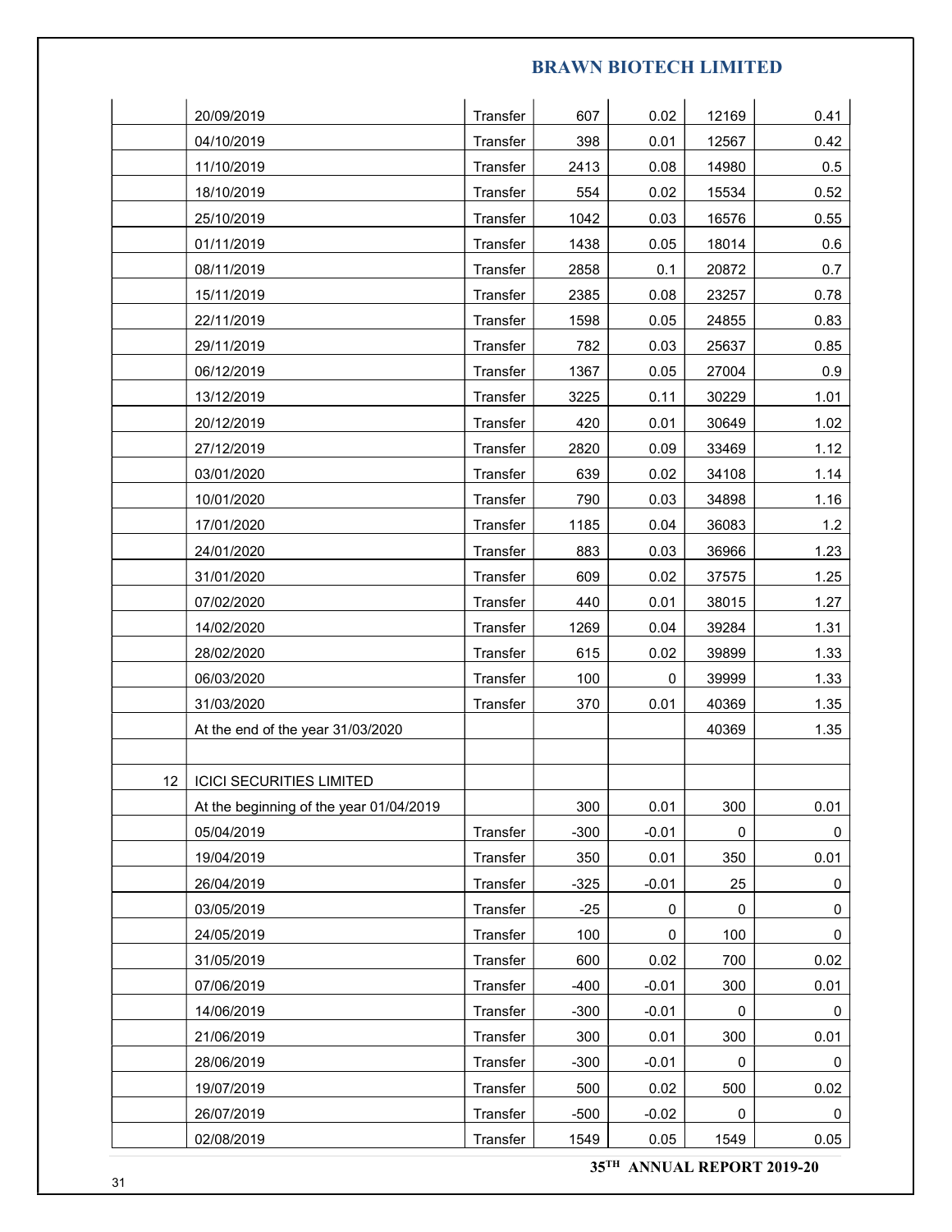| | | | | | | |
|---|---|---|---|---|---|---|
| | 20/09/2019 | Transfer | 607 | 0.02 | 12169 | 0.41 |
| | 04/10/2019 | Transfer | 398 | 0.01 | 12567 | 0.42 |
| | 11/10/2019 | Transfer | 2413 | 0.08 | 14980 | 0.5 |
| | 18/10/2019 | Transfer | 554 | 0.02 | 15534 | 0.52 |
| | 25/10/2019 | Transfer | 1042 | 0.03 | 16576 | 0.55 |
| | 01/11/2019 | Transfer | 1438 | 0.05 | 18014 | 0.6 |
| | 08/11/2019 | Transfer | 2858 | 0.1 | 20872 | 0.7 |
| | 15/11/2019 | Transfer | 2385 | 0.08 | 23257 | 0.78 |
| | 22/11/2019 | Transfer | 1598 | 0.05 | 24855 | 0.83 |
| | 29/11/2019 | Transfer | 782 | 0.03 | 25637 | 0.85 |
| | 06/12/2019 | Transfer | 1367 | 0.05 | 27004 | 0.9 |
| | 13/12/2019 | Transfer | 3225 | 0.11 | 30229 | 1.01 |
| | 20/12/2019 | Transfer | 420 | 0.01 | 30649 | 1.02 |
| | 27/12/2019 | Transfer | 2820 | 0.09 | 33469 | 1.12 |
| | 03/01/2020 | Transfer | 639 | 0.02 | 34108 | 1.14 |
| | 10/01/2020 | Transfer | 790 | 0.03 | 34898 | 1.16 |
| | 17/01/2020 | Transfer | 1185 | 0.04 | 36083 | 1.2 |
| | 24/01/2020 | Transfer | 883 | 0.03 | 36966 | 1.23 |
| | 31/01/2020 | Transfer | 609 | 0.02 | 37575 | 1.25 |
| | 07/02/2020 | Transfer | 440 | 0.01 | 38015 | 1.27 |
| | 14/02/2020 | Transfer | 1269 | 0.04 | 39284 | 1.31 |
| | 28/02/2020 | Transfer | 615 | 0.02 | 39899 | 1.33 |
| | 06/03/2020 | Transfer | 100 | 0 | 39999 | 1.33 |
| | 31/03/2020 | Transfer | 370 | 0.01 | 40369 | 1.35 |
| | At the end of the year 31/03/2020 | | | | 40369 | 1.35 |
| | | | | | | |
| 12 | ICICI SECURITIES LIMITED | | | | | |
| | At the beginning of the year 01/04/2019 | | 300 | 0.01 | 300 | 0.01 |
| | 05/04/2019 | Transfer | -300 | -0.01 | 0 | 0 |
| | 19/04/2019 | Transfer | 350 | 0.01 | 350 | 0.01 |
| | 26/04/2019 | Transfer | -325 | -0.01 | 25 | 0 |
| | 03/05/2019 | Transfer | -25 | 0 | 0 | 0 |
| | 24/05/2019 | Transfer | 100 | 0 | 100 | 0 |
| | 31/05/2019 | Transfer | 600 | 0.02 | 700 | 0.02 |
| | 07/06/2019 | Transfer | -400 | -0.01 | 300 | 0.01 |
| | 14/06/2019 | Transfer | -300 | -0.01 | 0 | 0 |
| | 21/06/2019 | Transfer | 300 | 0.01 | 300 | 0.01 |
| | 28/06/2019 | Transfer | -300 | -0.01 | 0 | 0 |
| | 19/07/2019 | Transfer | 500 | 0.02 | 500 | 0.02 |
| | 26/07/2019 | Transfer | -500 | -0.02 | 0 | 0 |
| | 02/08/2019 | Transfer | 1549 | 0.05 | 1549 | 0.05 |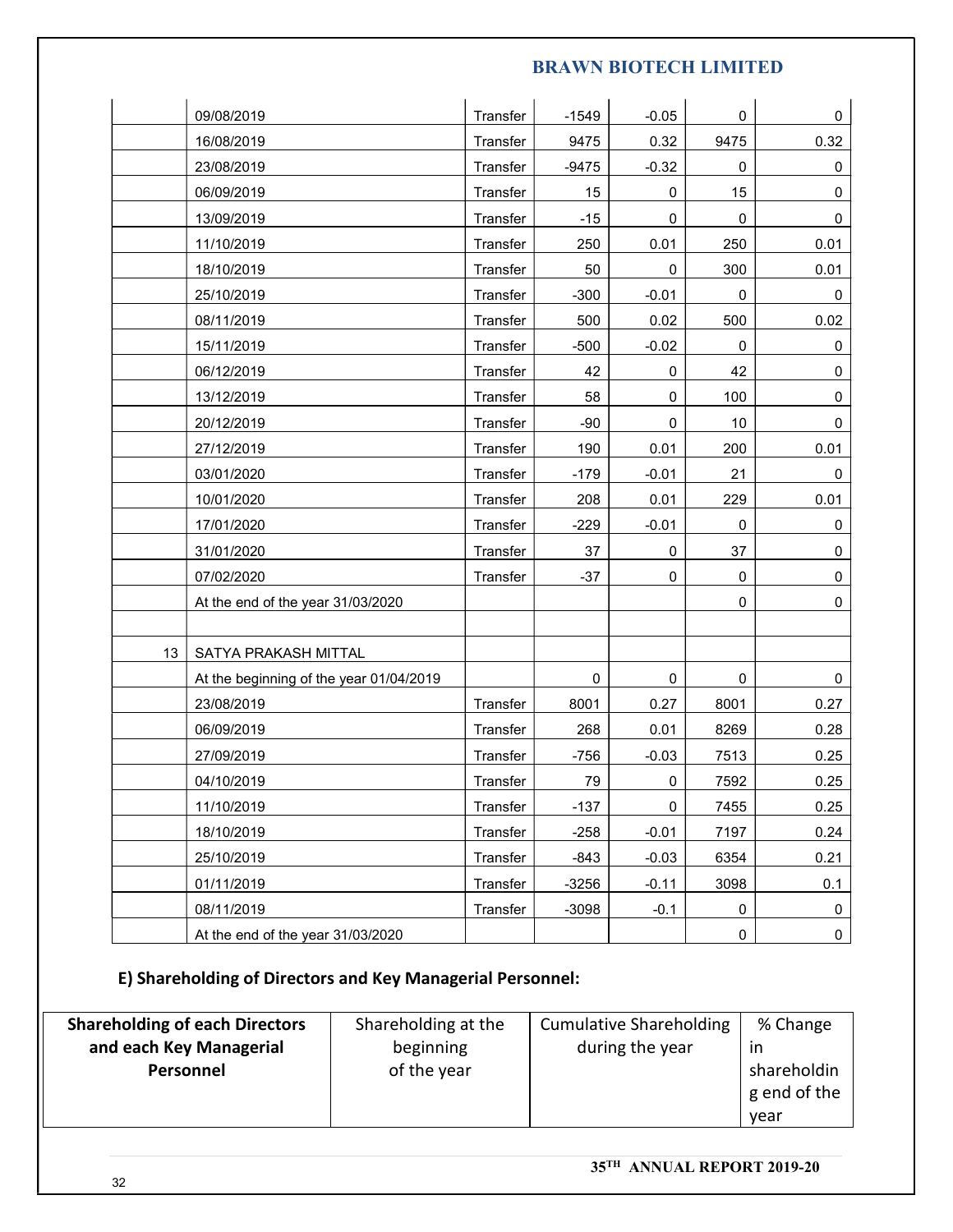| | | | | | | |
|---|---|---|---|---|---|---|
| | 09/08/2019 | Transfer | -1549 | -0.05 | 0 | 0 |
| | 16/08/2019 | Transfer | 9475 | 0.32 | 9475 | 0.32 |
| | 23/08/2019 | Transfer | -9475 | -0.32 | 0 | 0 |
| | 06/09/2019 | Transfer | 15 | 0 | 15 | 0 |
| | 13/09/2019 | Transfer | -15 | 0 | 0 | 0 |
| | 11/10/2019 | Transfer | 250 | 0.01 | 250 | 0.01 |
| | 18/10/2019 | Transfer | 50 | 0 | 300 | 0.01 |
| | 25/10/2019 | Transfer | -300 | -0.01 | 0 | 0 |
| | 08/11/2019 | Transfer | 500 | 0.02 | 500 | 0.02 |
| | 15/11/2019 | Transfer | -500 | -0.02 | 0 | 0 |
| | 06/12/2019 | Transfer | 42 | 0 | 42 | 0 |
| | 13/12/2019 | Transfer | 58 | 0 | 100 | 0 |
| | 20/12/2019 | Transfer | -90 | 0 | 10 | 0 |
| | 27/12/2019 | Transfer | 190 | 0.01 | 200 | 0.01 |
| | 03/01/2020 | Transfer | -179 | -0.01 | 21 | 0 |
| | 10/01/2020 | Transfer | 208 | 0.01 | 229 | 0.01 |
| | 17/01/2020 | Transfer | -229 | -0.01 | 0 | 0 |
| | 31/01/2020 | Transfer | 37 | 0 | 37 | 0 |
| | 07/02/2020 | Transfer | -37 | 0 | 0 | 0 |
| | At the end of the year 31/03/2020 | | | | 0 | 0 |
| | | | | | | |
| 13 | SATYA PRAKASH MITTAL | | | | | |
| | At the beginning of the year 01/04/2019 | | 0 | 0 | 0 | 0 |
| | 23/08/2019 | Transfer | 8001 | 0.27 | 8001 | 0.27 |
| | 06/09/2019 | Transfer | 268 | 0.01 | 8269 | 0.28 |
| | 27/09/2019 | Transfer | -756 | -0.03 | 7513 | 0.25 |
| | 04/10/2019 | Transfer | 79 | 0 | 7592 | 0.25 |
| | 11/10/2019 | Transfer | -137 | 0 | 7455 | 0.25 |
| | 18/10/2019 | Transfer | -258 | -0.01 | 7197 | 0.24 |
| | 25/10/2019 | Transfer | -843 | -0.03 | 6354 | 0.21 |
| | 01/11/2019 | Transfer | -3256 | -0.11 | 3098 | 0.1 |
| | 08/11/2019 | Transfer | -3098 | -0.1 | 0 | 0 |
| | At the end of the year 31/03/2020 | | | | 0 | 0 |

**E) Shareholding of Directors and Key Managerial Personnel:**

| **Shareholding of each Directors and each Key Managerial Personnel** | Shareholding at the beginning of the year | Cumulative Shareholding during the year | % Change in shareholding end of the year |
|---|---|---|---|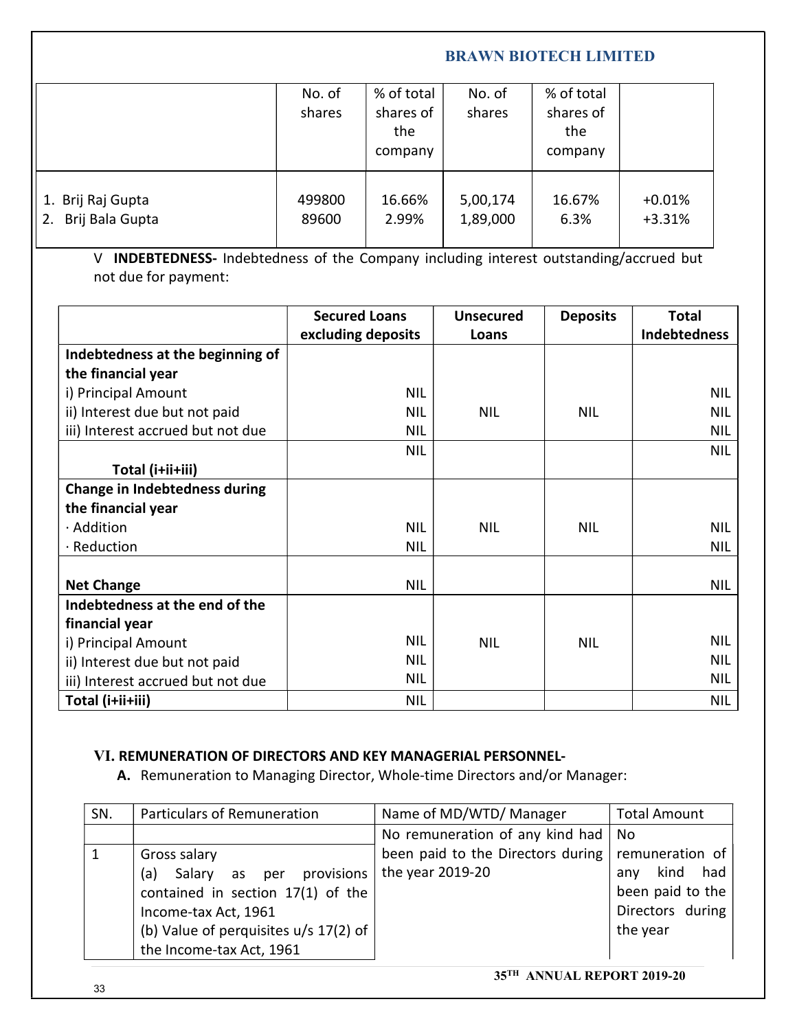| | No. of shares | % of total shares of the company | No. of shares | % of total shares of the company | |
|---|---|---|---|---|---|
| 1. Brij Raj Gupta | 499800 | 16.66% | 5,00,174 | 16.67% | +0.01% |
| 2. Brij Bala Gupta | 89600 | 2.99% | 1,89,000 | 6.3% | +3.31% |

V **INDEBTEDNESS-** Indebtedness of the Company including interest outstanding/accrued but not due for payment:

| | Secured Loans excluding deposits | Unsecured Loans | Deposits | Total Indebtedness |
|---|---|---|---|---|
| **Indebtedness at the beginning of the financial year** | | | | |
| i) Principal Amount | NIL | | | NIL |
| ii) Interest due but not paid | NIL | NIL | NIL | NIL |
| iii) Interest accrued but not due | NIL | | | NIL |
| **Total (i+ii+iii)** | NIL | | | NIL |
| **Change in Indebtedness during the financial year** | | | | |
| · Addition | NIL | NIL | NIL | NIL |
| · Reduction | NIL | | | NIL |
| **Net Change** | NIL | | | NIL |
| **Indebtedness at the end of the financial year** | | | | |
| i) Principal Amount | NIL | NIL | NIL | NIL |
| ii) Interest due but not paid | NIL | | | NIL |
| iii) Interest accrued but not due | NIL | | | NIL |
| **Total (i+ii+iii)** | NIL | | | NIL |

## VI. REMUNERATION OF DIRECTORS AND KEY MANAGERIAL PERSONNEL-

**A.** Remuneration to Managing Director, Whole-time Directors and/or Manager:

| SN. | Particulars of Remuneration | Name of MD/WTD/ Manager | Total Amount |
|---|---|---|---|
| | | No remuneration of any kind had been paid to the Directors during the year 2019-20 | No remuneration of any kind had been paid to the Directors during the year |
| 1 | Gross salary<br>(a) Salary as per provisions contained in section 17(1) of the Income-tax Act, 1961<br>(b) Value of perquisites u/s 17(2) of the Income-tax Act, 1961 | | |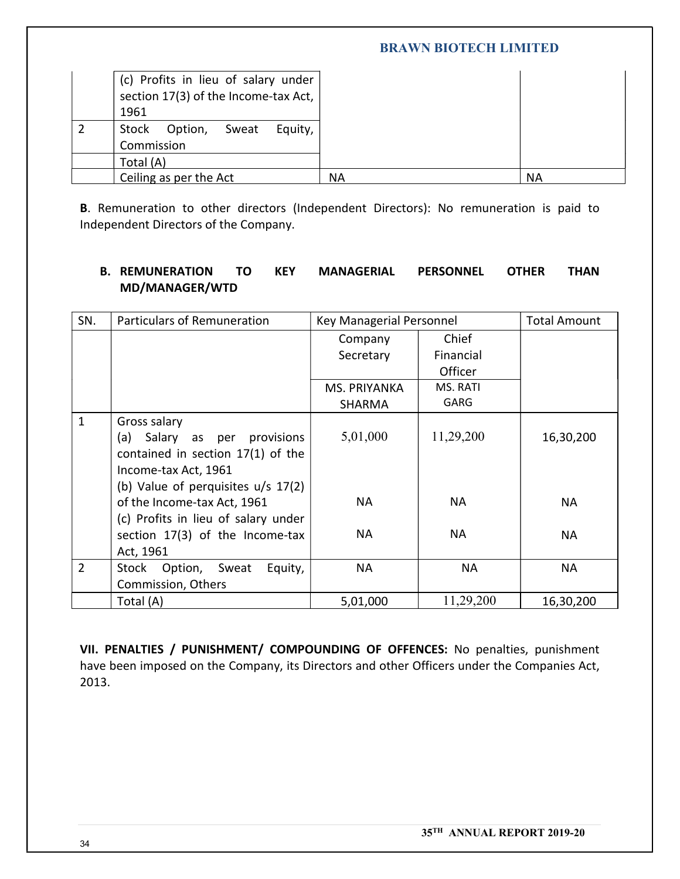| | | | |
|---|---|---|---|
| | (c) Profits in lieu of salary under section 17(3) of the Income-tax Act, 1961 | | |
| 2 | Stock Option, Sweat Equity, Commission | | |
| | Total (A) | | |
| | Ceiling as per the Act | NA | NA |

**B**. Remuneration to other directors (Independent Directors): No remuneration is paid to Independent Directors of the Company.

**B. REMUNERATION TO KEY MANAGERIAL PERSONNEL OTHER THAN MD/MANAGER/WTD**

| SN. | Particulars of Remuneration | Key Managerial Personnel | | Total Amount |
|---|---|---|---|---|
| | | Company Secretary | Chief Financial Officer | |
| | | MS. PRIYANKA SHARMA | MS. RATI GARG | |
| 1 | Gross salary<br>(a) Salary as per provisions contained in section 17(1) of the Income-tax Act, 1961<br>(b) Value of perquisites u/s 17(2) of the Income-tax Act, 1961<br>(c) Profits in lieu of salary under section 17(3) of the Income-tax Act, 1961 | 5,01,000<br>NA<br>NA | 11,29,200<br>NA<br>NA | 16,30,200<br>NA<br>NA |
| 2 | Stock Option, Sweat Equity, Commission, Others | NA | NA | NA |
| | Total (A) | 5,01,000 | 11,29,200 | 16,30,200 |

**VII. PENALTIES / PUNISHMENT/ COMPOUNDING OF OFFENCES:** No penalties, punishment have been imposed on the Company, its Directors and other Officers under the Companies Act, 2013.